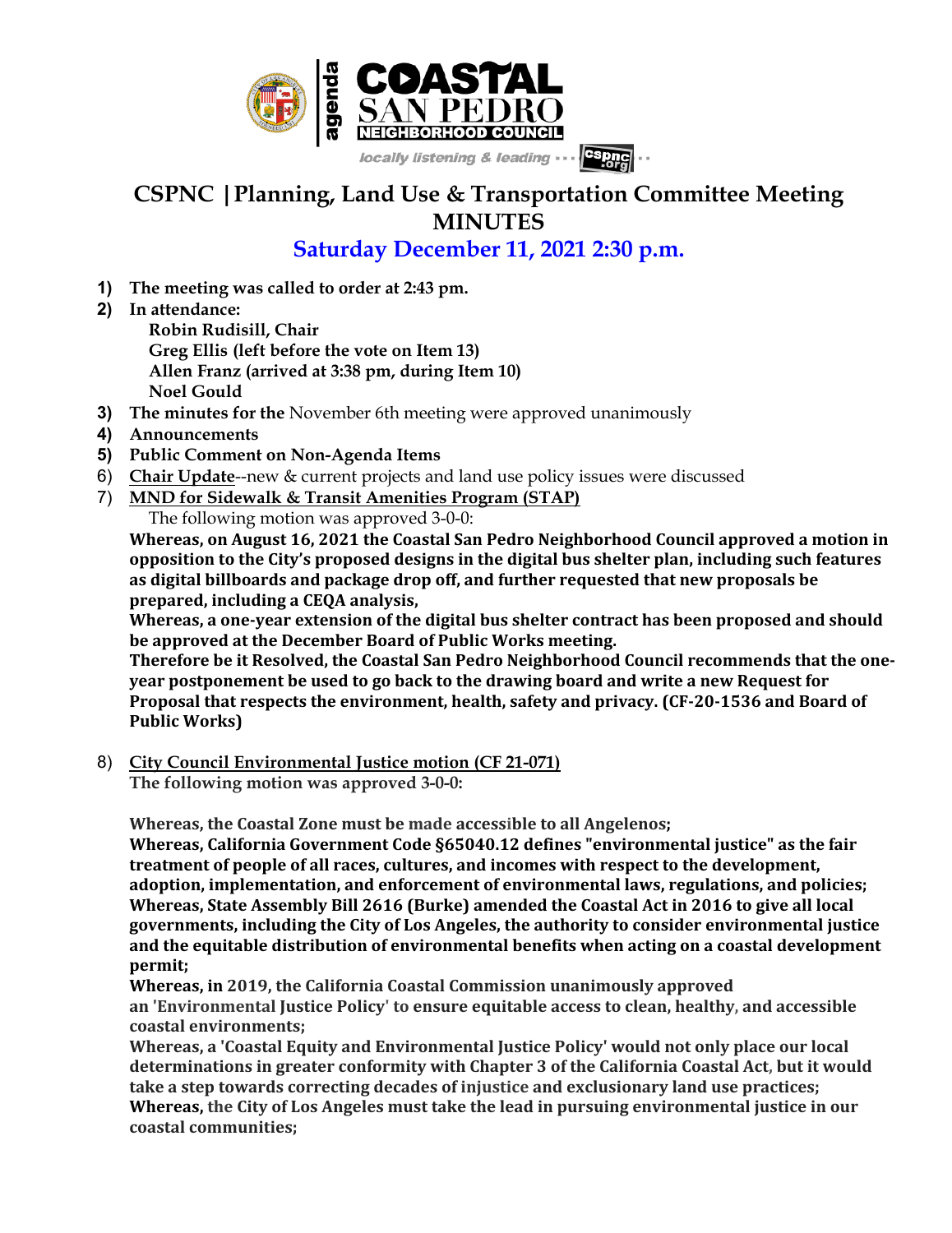# CSPNC |Planning, Land Use & Transportation Committee Meeting MINUTES

## Saturday December 11, 2021 2:30 p.m.

1) **The meeting was called to order at 2:43 pm.**
2) **In attendance:**
   **Robin Rudisill, Chair**
   **Greg Ellis (left before the vote on Item 13)**
   **Allen Franz (arrived at 3:38 pm, during Item 10)**
   **Noel Gould**
3) **The minutes for the** November 6th meeting were approved unanimously
4) **Announcements**
5) **Public Comment on Non-Agenda Items**
6) **Chair Update**--new & current projects and land use policy issues were discussed
7) **MND for Sidewalk & Transit Amenities Program (STAP)**
   The following motion was approved 3-0-0:
   **Whereas, on August 16, 2021 the Coastal San Pedro Neighborhood Council approved a motion in opposition to the City's proposed designs in the digital bus shelter plan, including such features as digital billboards and package drop off, and further requested that new proposals be prepared, including a CEQA analysis,**
   **Whereas, a one-year extension of the digital bus shelter contract has been proposed and should be approved at the December Board of Public Works meeting.**
   **Therefore be it Resolved, the Coastal San Pedro Neighborhood Council recommends that the one-year postponement be used to go back to the drawing board and write a new Request for Proposal that respects the environment, health, safety and privacy. (CF-20-1536 and Board of Public Works)**

8) **City Council Environmental Justice motion (CF 21-071)**
   **The following motion was approved 3-0-0:**

   **Whereas, the Coastal Zone must be made accessible to all Angelenos;**
   **Whereas, California Government Code §65040.12 defines "environmental justice" as the fair treatment of people of all races, cultures, and incomes with respect to the development, adoption, implementation, and enforcement of environmental laws, regulations, and policies;**
   **Whereas, State Assembly Bill 2616 (Burke) amended the Coastal Act in 2016 to give all local governments, including the City of Los Angeles, the authority to consider environmental justice and the equitable distribution of environmental benefits when acting on a coastal development permit;**
   **Whereas, in 2019, the California Coastal Commission unanimously approved an 'Environmental Justice Policy' to ensure equitable access to clean, healthy, and accessible coastal environments;**
   **Whereas, a 'Coastal Equity and Environmental Justice Policy' would not only place our local determinations in greater conformity with Chapter 3 of the California Coastal Act, but it would take a step towards correcting decades of injustice and exclusionary land use practices;**
   **Whereas, the City of Los Angeles must take the lead in pursuing environmental justice in our coastal communities;**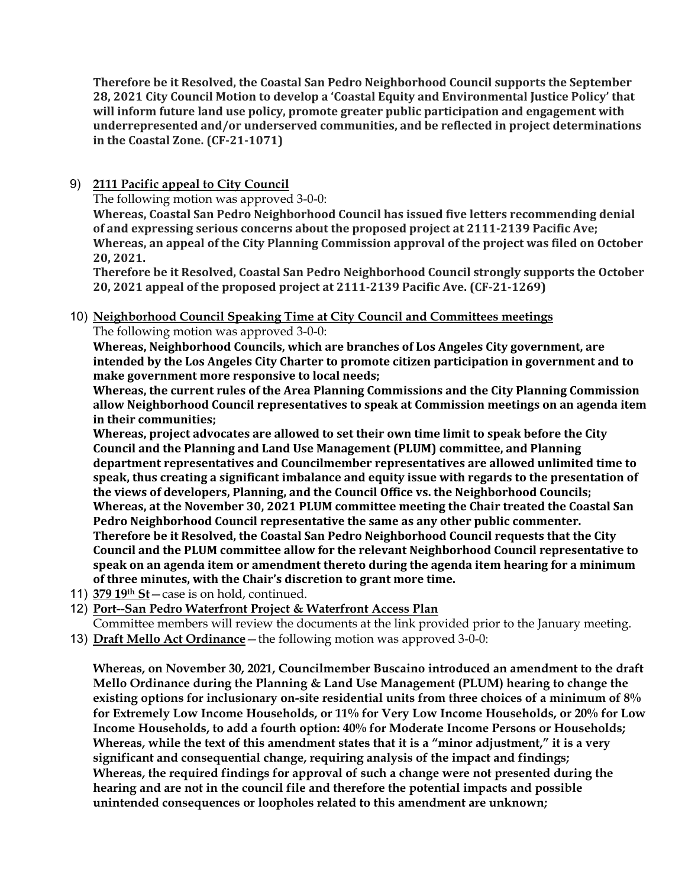**Therefore be it Resolved, the Coastal San Pedro Neighborhood Council supports the September 28, 2021 City Council Motion to develop a 'Coastal Equity and Environmental Justice Policy' that will inform future land use policy, promote greater public participation and engagement with underrepresented and/or underserved communities, and be reflected in project determinations in the Coastal Zone. (CF-21-1071)**

9) **2111 Pacific appeal to City Council**

   The following motion was approved 3-0-0:

   **Whereas, Coastal San Pedro Neighborhood Council has issued five letters recommending denial of and expressing serious concerns about the proposed project at 2111-2139 Pacific Ave;**
   **Whereas, an appeal of the City Planning Commission approval of the project was filed on October 20, 2021.**
   **Therefore be it Resolved, Coastal San Pedro Neighborhood Council strongly supports the October 20, 2021 appeal of the proposed project at 2111-2139 Pacific Ave. (CF-21-1269)**

10) **Neighborhood Council Speaking Time at City Council and Committees meetings**

    The following motion was approved 3-0-0:

    **Whereas, Neighborhood Councils, which are branches of Los Angeles City government, are intended by the Los Angeles City Charter to promote citizen participation in government and to make government more responsive to local needs;**
    **Whereas, the current rules of the Area Planning Commissions and the City Planning Commission allow Neighborhood Council representatives to speak at Commission meetings on an agenda item in their communities;**
    **Whereas, project advocates are allowed to set their own time limit to speak before the City Council and the Planning and Land Use Management (PLUM) committee, and Planning department representatives and Councilmember representatives are allowed unlimited time to speak, thus creating a significant imbalance and equity issue with regards to the presentation of the views of developers, Planning, and the Council Office vs. the Neighborhood Councils;**
    **Whereas, at the November 30, 2021 PLUM committee meeting the Chair treated the Coastal San Pedro Neighborhood Council representative the same as any other public commenter.**
    **Therefore be it Resolved, the Coastal San Pedro Neighborhood Council requests that the City Council and the PLUM committee allow for the relevant Neighborhood Council representative to speak on an agenda item or amendment thereto during the agenda item hearing for a minimum of three minutes, with the Chair's discretion to grant more time.**

11) **379 19th St**—case is on hold, continued.
12) **Port--San Pedro Waterfront Project & Waterfront Access Plan**

    Committee members will review the documents at the link provided prior to the January meeting.
13) **Draft Mello Act Ordinance**—the following motion was approved 3-0-0:

    **Whereas, on November 30, 2021, Councilmember Buscaino introduced an amendment to the draft Mello Ordinance during the Planning & Land Use Management (PLUM) hearing to change the existing options for inclusionary on-site residential units from three choices of a minimum of 8% for Extremely Low Income Households, or 11% for Very Low Income Households, or 20% for Low Income Households, to add a fourth option: 40% for Moderate Income Persons or Households;**
    **Whereas, while the text of this amendment states that it is a "minor adjustment," it is a very significant and consequential change, requiring analysis of the impact and findings;**
    **Whereas, the required findings for approval of such a change were not presented during the hearing and are not in the council file and therefore the potential impacts and possible unintended consequences or loopholes related to this amendment are unknown;**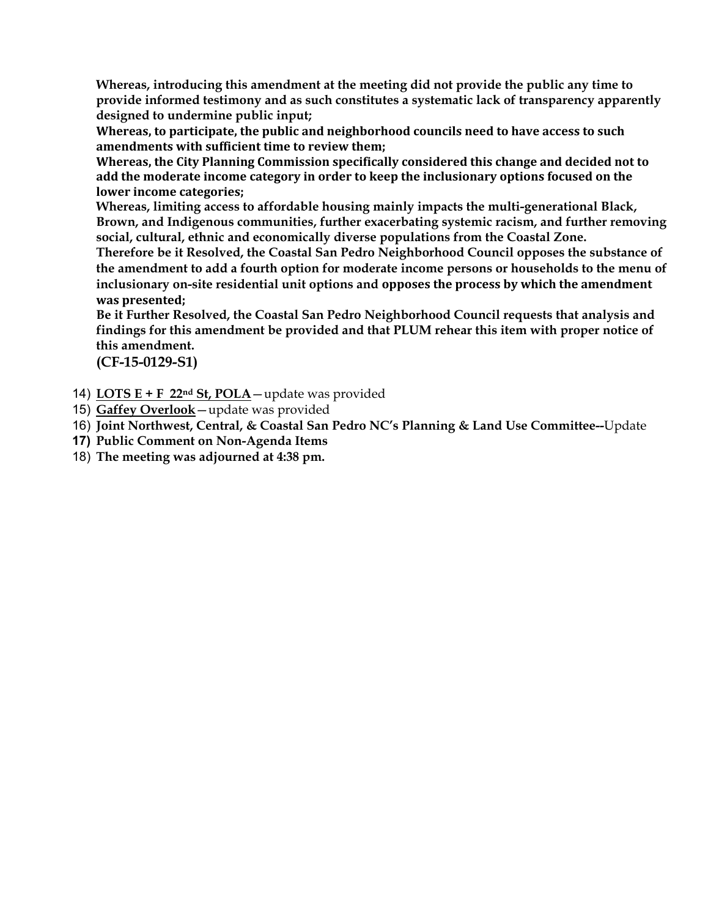**Whereas, introducing this amendment at the meeting did not provide the public any time to provide informed testimony and as such constitutes a systematic lack of transparency apparently designed to undermine public input;**
**Whereas, to participate, the public and neighborhood councils need to have access to such amendments with sufficient time to review them;**
**Whereas, the City Planning Commission specifically considered this change and decided not to add the moderate income category in order to keep the inclusionary options focused on the lower income categories;**
**Whereas, limiting access to affordable housing mainly impacts the multi-generational Black, Brown, and Indigenous communities, further exacerbating systemic racism, and further removing social, cultural, ethnic and economically diverse populations from the Coastal Zone.**
**Therefore be it Resolved, the Coastal San Pedro Neighborhood Council opposes the substance of the amendment to add a fourth option for moderate income persons or households to the menu of inclusionary on-site residential unit options and opposes the process by which the amendment was presented;**
**Be it Further Resolved, the Coastal San Pedro Neighborhood Council requests that analysis and findings for this amendment be provided and that PLUM rehear this item with proper notice of this amendment.**
**(CF-15-0129-S1)**

14) **LOTS E + F 22nd St, POLA**—update was provided
15) **Gaffey Overlook**—update was provided
16) **Joint Northwest, Central, & Coastal San Pedro NC's Planning & Land Use Committee--**Update
17) **Public Comment on Non-Agenda Items**
18) **The meeting was adjourned at 4:38 pm.**